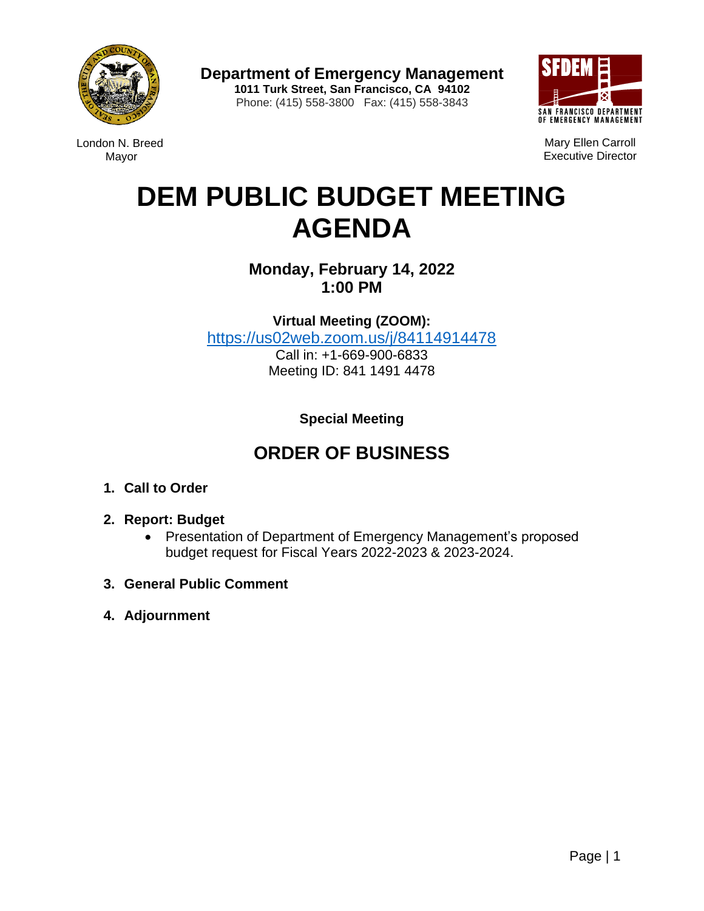**Department of Emergency Management**
**1011 Turk Street, San Francisco, CA 94102**
Phone: (415) 558-3800 Fax: (415) 558-3843

London N. Breed
Mayor

Mary Ellen Carroll
Executive Director

# DEM PUBLIC BUDGET MEETING AGENDA

**Monday, February 14, 2022**
**1:00 PM**

**Virtual Meeting (ZOOM):**
https://us02web.zoom.us/j/84114914478
Call in: +1-669-900-6833
Meeting ID: 841 1491 4478

**Special Meeting**

## ORDER OF BUSINESS

1. **Call to Order**
2. **Report: Budget**
   - Presentation of Department of Emergency Management's proposed budget request for Fiscal Years 2022-2023 & 2023-2024.
3. **General Public Comment**
4. **Adjournment**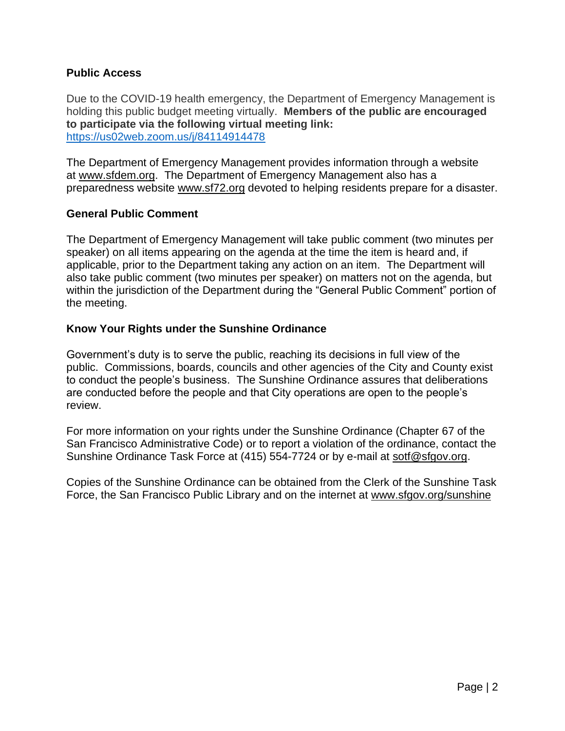**Public Access**

Due to the COVID-19 health emergency, the Department of Emergency Management is holding this public budget meeting virtually. **Members of the public are encouraged to participate via the following virtual meeting link:** https://us02web.zoom.us/j/84114914478

The Department of Emergency Management provides information through a website at www.sfdem.org. The Department of Emergency Management also has a preparedness website www.sf72.org devoted to helping residents prepare for a disaster.

**General Public Comment**

The Department of Emergency Management will take public comment (two minutes per speaker) on all items appearing on the agenda at the time the item is heard and, if applicable, prior to the Department taking any action on an item. The Department will also take public comment (two minutes per speaker) on matters not on the agenda, but within the jurisdiction of the Department during the "General Public Comment" portion of the meeting.

**Know Your Rights under the Sunshine Ordinance**

Government's duty is to serve the public, reaching its decisions in full view of the public. Commissions, boards, councils and other agencies of the City and County exist to conduct the people's business. The Sunshine Ordinance assures that deliberations are conducted before the people and that City operations are open to the people's review.

For more information on your rights under the Sunshine Ordinance (Chapter 67 of the San Francisco Administrative Code) or to report a violation of the ordinance, contact the Sunshine Ordinance Task Force at (415) 554-7724 or by e-mail at sotf@sfgov.org.

Copies of the Sunshine Ordinance can be obtained from the Clerk of the Sunshine Task Force, the San Francisco Public Library and on the internet at www.sfgov.org/sunshine